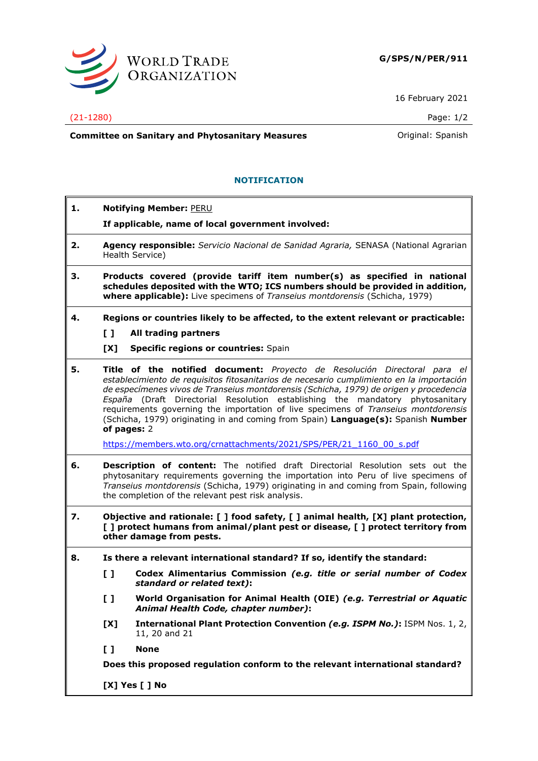WORLD TRADE ORGANIZATION

**G/SPS/N/PER/911**

16 February 2021

(21-1280)

**Committee on Sanitary and Phytosanitary Measures**

Original: Spanish

## NOTIFICATION

**1. Notifying Member:** PERU

**If applicable, name of local government involved:**

**2. Agency responsible:** *Servicio Nacional de Sanidad Agraria,* SENASA (National Agrarian Health Service)

**3. Products covered (provide tariff item number(s) as specified in national schedules deposited with the WTO; ICS numbers should be provided in addition, where applicable):** Live specimens of *Transeius montdorensis* (Schicha, 1979)

**4. Regions or countries likely to be affected, to the extent relevant or practicable:**

[ ] **All trading partners**

[X] **Specific regions or countries:** Spain

**5. Title of the notified document:** *Proyecto de Resolución Directoral para el establecimiento de requisitos fitosanitarios de necesario cumplimiento en la importación de especímenes vivos de Transeius montdorensis (Schicha, 1979) de origen y procedencia España* (Draft Directorial Resolution establishing the mandatory phytosanitary requirements governing the importation of live specimens of *Transeius montdorensis* (Schicha, 1979) originating in and coming from Spain) **Language(s):** Spanish **Number of pages:** 2

https://members.wto.org/crnattachments/2021/SPS/PER/21_1160_00_s.pdf

**6. Description of content:** The notified draft Directorial Resolution sets out the phytosanitary requirements governing the importation into Peru of live specimens of *Transeius montdorensis* (Schicha, 1979) originating in and coming from Spain, following the completion of the relevant pest risk analysis.

**7. Objective and rationale: [ ] food safety, [ ] animal health, [X] plant protection, [ ] protect humans from animal/plant pest or disease, [ ] protect territory from other damage from pests.**

**8. Is there a relevant international standard? If so, identify the standard:**

[ ] **Codex Alimentarius Commission *(e.g. title or serial number of Codex standard or related text)*:**

[ ] **World Organisation for Animal Health (OIE) *(e.g. Terrestrial or Aquatic Animal Health Code, chapter number)*:**

[X] **International Plant Protection Convention *(e.g. ISPM No.)*:** ISPM Nos. 1, 2, 11, 20 and 21

[ ] **None**

**Does this proposed regulation conform to the relevant international standard?**

**[X] Yes [ ] No**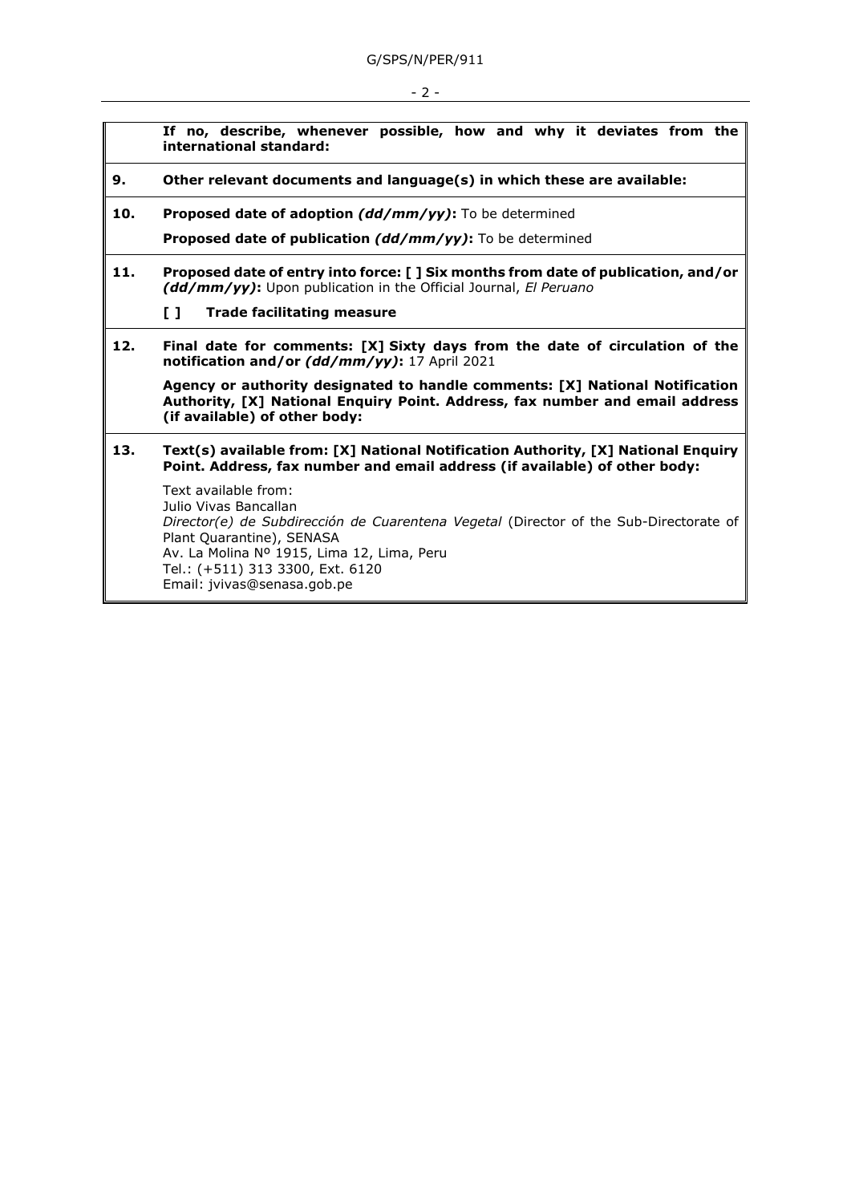**If no, describe, whenever possible, how and why it deviates from the international standard:**

**9. Other relevant documents and language(s) in which these are available:**

**10. Proposed date of adoption *(dd/mm/yy)*:** To be determined

**Proposed date of publication *(dd/mm/yy)*:** To be determined

**11. Proposed date of entry into force: [ ] Six months from date of publication, and/or *(dd/mm/yy)*:** Upon publication in the Official Journal, *El Peruano*

**[ ] Trade facilitating measure**

**12. Final date for comments: [X] Sixty days from the date of circulation of the notification and/or *(dd/mm/yy)*:** 17 April 2021

**Agency or authority designated to handle comments: [X] National Notification Authority, [X] National Enquiry Point. Address, fax number and email address (if available) of other body:**

**13. Text(s) available from: [X] National Notification Authority, [X] National Enquiry Point. Address, fax number and email address (if available) of other body:**

Text available from:
Julio Vivas Bancallan
*Director(e) de Subdirección de Cuarentena Vegetal* (Director of the Sub-Directorate of Plant Quarantine), SENASA
Av. La Molina Nº 1915, Lima 12, Lima, Peru
Tel.: (+511) 313 3300, Ext. 6120
Email: jvivas@senasa.gob.pe